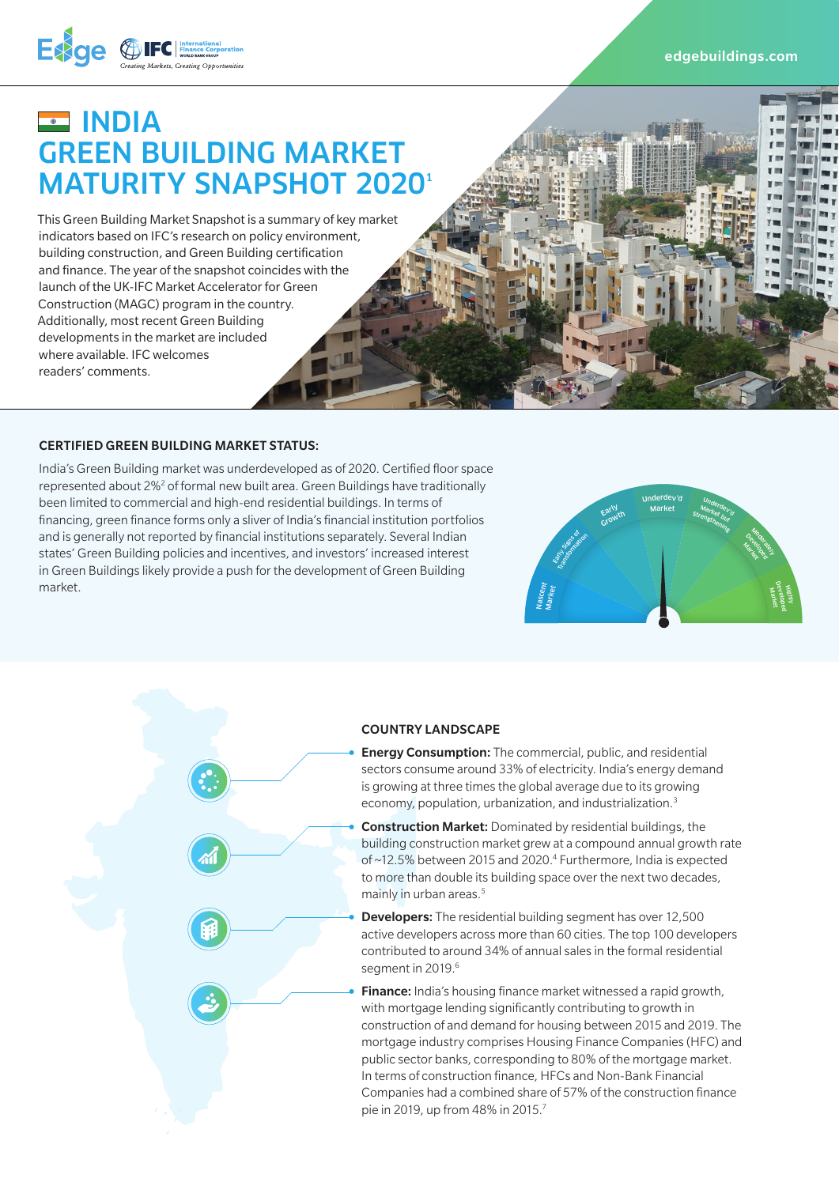# INDIA GREEN BUILDING MARKET MATURITY SNAPSHOT 2020[1]

This Green Building Market Snapshot is a summary of key market indicators based on IFC's research on policy environment, building construction, and Green Building certification and finance. The year of the snapshot coincides with the launch of the UK-IFC Market Accelerator for Green Construction (MAGC) program in the country. Additionally, most recent Green Building developments in the market are included where available. IFC welcomes readers' comments.

## CERTIFIED GREEN BUILDING MARKET STATUS:

India's Green Building market was underdeveloped as of 2020. Certified floor space represented about 2%[2] of formal new built area. Green Buildings have traditionally been limited to commercial and high-end residential buildings. In terms of financing, green finance forms only a sliver of India's financial institution portfolios and is generally not reported by financial institutions separately. Several Indian states' Green Building policies and incentives, and investors' increased interest in Green Buildings likely provide a push for the development of Green Building market.

Nascent Market | Early Signs of Transformation | Early Growth | Underdev'd Market | Underdev'd Market but Strengthening | Moderately Developed Market | Highly Developed Market

## COUNTRY LANDSCAPE

- **Energy Consumption:** The commercial, public, and residential sectors consume around 33% of electricity. India's energy demand is growing at three times the global average due to its growing economy, population, urbanization, and industrialization.[3]
- **Construction Market:** Dominated by residential buildings, the building construction market grew at a compound annual growth rate of ~12.5% between 2015 and 2020.[4] Furthermore, India is expected to more than double its building space over the next two decades, mainly in urban areas.[5]
- **Developers:** The residential building segment has over 12,500 active developers across more than 60 cities. The top 100 developers contributed to around 34% of annual sales in the formal residential segment in 2019.[6]
- **Finance:** India's housing finance market witnessed a rapid growth, with mortgage lending significantly contributing to growth in construction of and demand for housing between 2015 and 2019. The mortgage industry comprises Housing Finance Companies (HFC) and public sector banks, corresponding to 80% of the mortgage market. In terms of construction finance, HFCs and Non-Bank Financial Companies had a combined share of 57% of the construction finance pie in 2019, up from 48% in 2015.[7]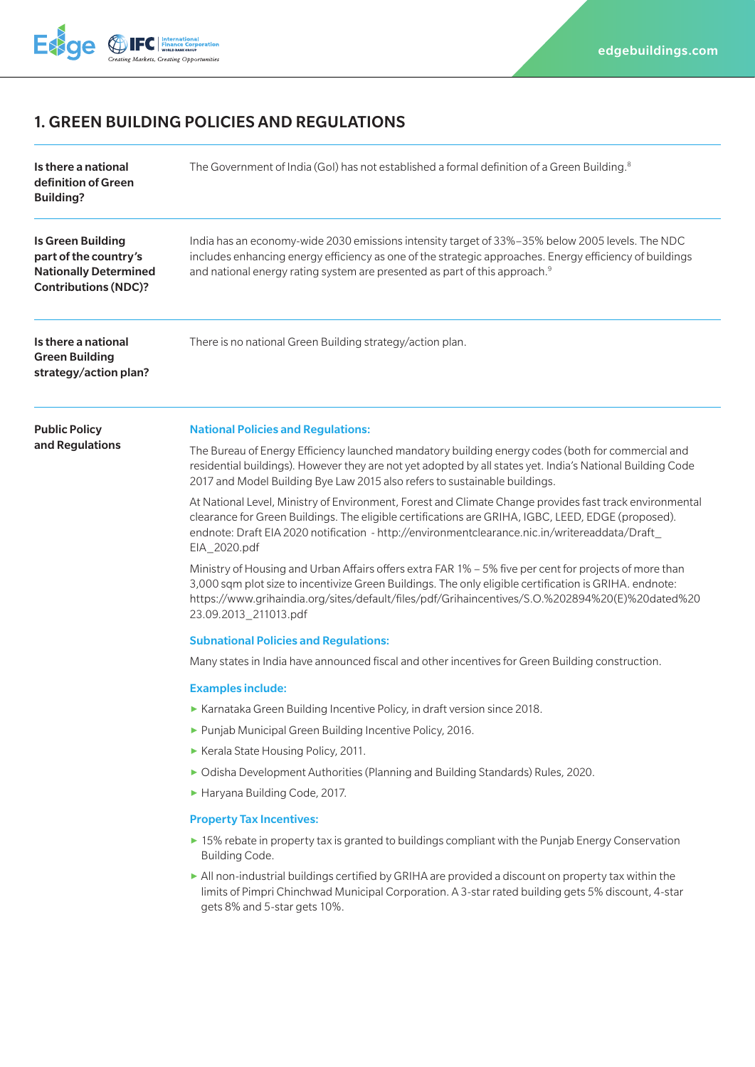## 1. GREEN BUILDING POLICIES AND REGULATIONS

| | |
|---|---|
| **Is there a national definition of Green Building?** | The Government of India (GoI) has not established a formal definition of a Green Building.[8] |
| **Is Green Building part of the country's Nationally Determined Contributions (NDC)?** | India has an economy-wide 2030 emissions intensity target of 33%–35% below 2005 levels. The NDC includes enhancing energy efficiency as one of the strategic approaches. Energy efficiency of buildings and national energy rating system are presented as part of this approach.[9] |
| **Is there a national Green Building strategy/action plan?** | There is no national Green Building strategy/action plan. |

**Public Policy and Regulations**

### National Policies and Regulations:

The Bureau of Energy Efficiency launched mandatory building energy codes (both for commercial and residential buildings). However they are not yet adopted by all states yet. India's National Building Code 2017 and Model Building Bye Law 2015 also refers to sustainable buildings.

At National Level, Ministry of Environment, Forest and Climate Change provides fast track environmental clearance for Green Buildings. The eligible certifications are GRIHA, IGBC, LEED, EDGE (proposed). endnote: Draft EIA 2020 notification - http://environmentclearance.nic.in/writereaddata/Draft_EIA_2020.pdf

Ministry of Housing and Urban Affairs offers extra FAR 1% – 5% five per cent for projects of more than 3,000 sqm plot size to incentivize Green Buildings. The only eligible certification is GRIHA. endnote: https://www.grihaindia.org/sites/default/files/pdf/Grihaincentives/S.O.%202894%20(E)%20dated%2023.09.2013_211013.pdf

### Subnational Policies and Regulations:

Many states in India have announced fiscal and other incentives for Green Building construction.

### Examples include:

- Karnataka Green Building Incentive Policy, in draft version since 2018.
- Punjab Municipal Green Building Incentive Policy, 2016.
- Kerala State Housing Policy, 2011.
- Odisha Development Authorities (Planning and Building Standards) Rules, 2020.
- Haryana Building Code, 2017.

### Property Tax Incentives:

- 15% rebate in property tax is granted to buildings compliant with the Punjab Energy Conservation Building Code.
- All non-industrial buildings certified by GRIHA are provided a discount on property tax within the limits of Pimpri Chinchwad Municipal Corporation. A 3-star rated building gets 5% discount, 4-star gets 8% and 5-star gets 10%.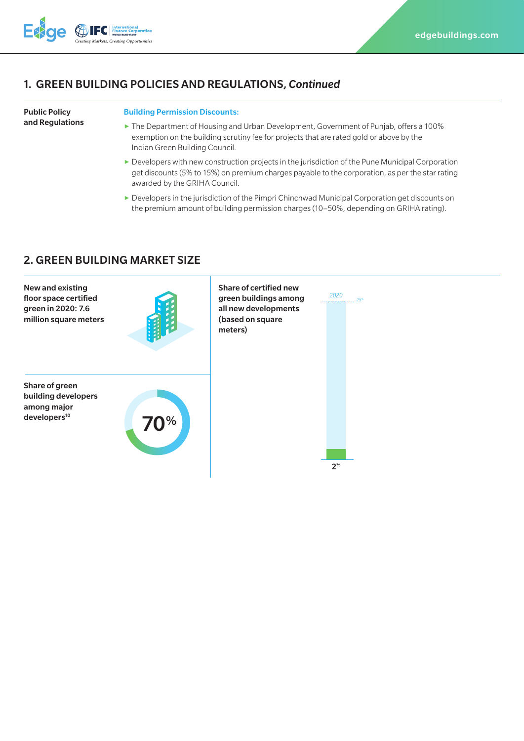## 1. GREEN BUILDING POLICIES AND REGULATIONS, *Continued*

**Public Policy and Regulations**

**Building Permission Discounts:**

- The Department of Housing and Urban Development, Government of Punjab, offers a 100% exemption on the building scrutiny fee for projects that are rated gold or above by the Indian Green Building Council.
- Developers with new construction projects in the jurisdiction of the Pune Municipal Corporation get discounts (5% to 15%) on premium charges payable to the corporation, as per the star rating awarded by the GRIHA Council.
- Developers in the jurisdiction of the Pimpri Chinchwad Municipal Corporation get discounts on the premium amount of building permission charges (10–50%, depending on GRIHA rating).

## 2. GREEN BUILDING MARKET SIZE

**New and existing floor space certified green in 2020: 7.6 million square meters**

**Share of green building developers among major developers[10]**

70%

**Share of certified new green buildings among all new developments (based on square meters)**

2020

25%

2%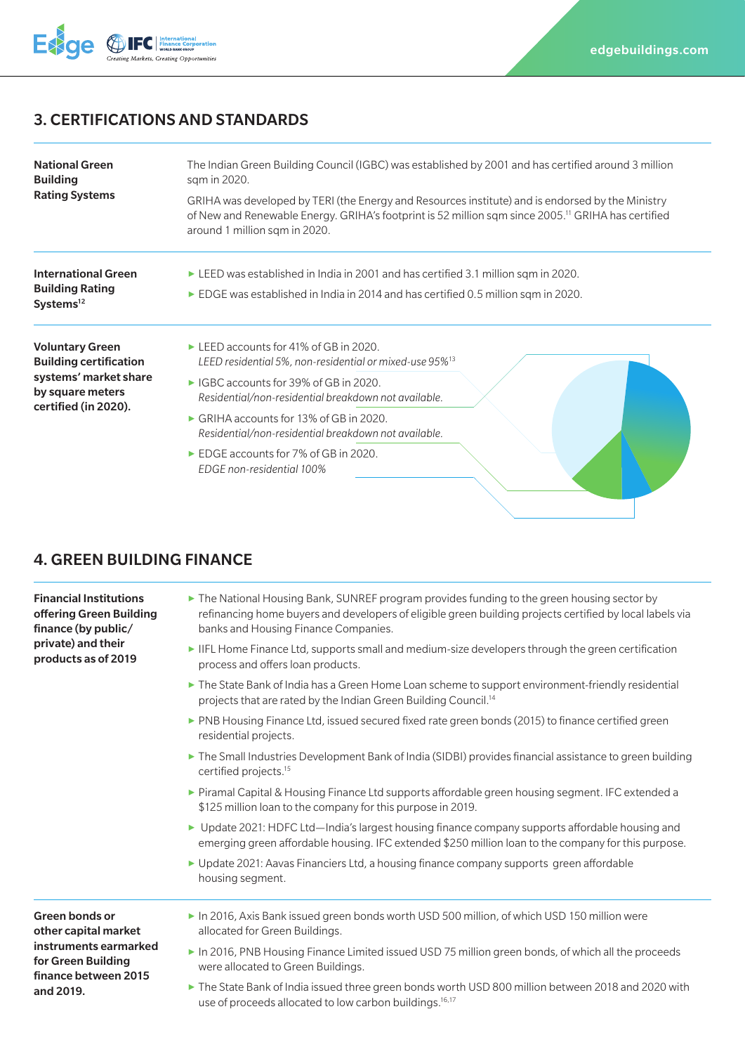## 3. CERTIFICATIONS AND STANDARDS

| | |
|---|---|
| **National Green Building Rating Systems** | The Indian Green Building Council (IGBC) was established by 2001 and has certified around 3 million sqm in 2020.<br><br>GRIHA was developed by TERI (the Energy and Resources institute) and is endorsed by the Ministry of New and Renewable Energy. GRIHA's footprint is 52 million sqm since 2005.[11] GRIHA has certified around 1 million sqm in 2020. |
| **International Green Building Rating Systems[12]** | ▸ LEED was established in India in 2001 and has certified 3.1 million sqm in 2020.<br>▸ EDGE was established in India in 2014 and has certified 0.5 million sqm in 2020. |
| **Voluntary Green Building certification systems' market share by square meters certified (in 2020).** | ▸ LEED accounts for 41% of GB in 2020.<br>*LEED residential 5%, non-residential or mixed-use 95%*[13]<br>▸ IGBC accounts for 39% of GB in 2020.<br>*Residential/non-residential breakdown not available.*<br>▸ GRIHA accounts for 13% of GB in 2020.<br>*Residential/non-residential breakdown not available.*<br>▸ EDGE accounts for 7% of GB in 2020.<br>*EDGE non-residential 100%* |

## 4. GREEN BUILDING FINANCE

| | |
|---|---|
| **Financial Institutions offering Green Building finance (by public/private) and their products as of 2019** | ▸ The National Housing Bank, SUNREF program provides funding to the green housing sector by refinancing home buyers and developers of eligible green building projects certified by local labels via banks and Housing Finance Companies.<br>▸ IIFL Home Finance Ltd, supports small and medium-size developers through the green certification process and offers loan products.<br>▸ The State Bank of India has a Green Home Loan scheme to support environment-friendly residential projects that are rated by the Indian Green Building Council.[14]<br>▸ PNB Housing Finance Ltd, issued secured fixed rate green bonds (2015) to finance certified green residential projects.<br>▸ The Small Industries Development Bank of India (SIDBI) provides financial assistance to green building certified projects.[15]<br>▸ Piramal Capital & Housing Finance Ltd supports affordable green housing segment. IFC extended a $125 million loan to the company for this purpose in 2019.<br>▸ Update 2021: HDFC Ltd—India's largest housing finance company supports affordable housing and emerging green affordable housing. IFC extended $250 million loan to the company for this purpose.<br>▸ Update 2021: Aavas Financiers Ltd, a housing finance company supports green affordable housing segment. |
| **Green bonds or other capital market instruments earmarked for Green Building finance between 2015 and 2019.** | ▸ In 2016, Axis Bank issued green bonds worth USD 500 million, of which USD 150 million were allocated for Green Buildings.<br>▸ In 2016, PNB Housing Finance Limited issued USD 75 million green bonds, of which all the proceeds were allocated to Green Buildings.<br>▸ The State Bank of India issued three green bonds worth USD 800 million between 2018 and 2020 with use of proceeds allocated to low carbon buildings.[16,17] |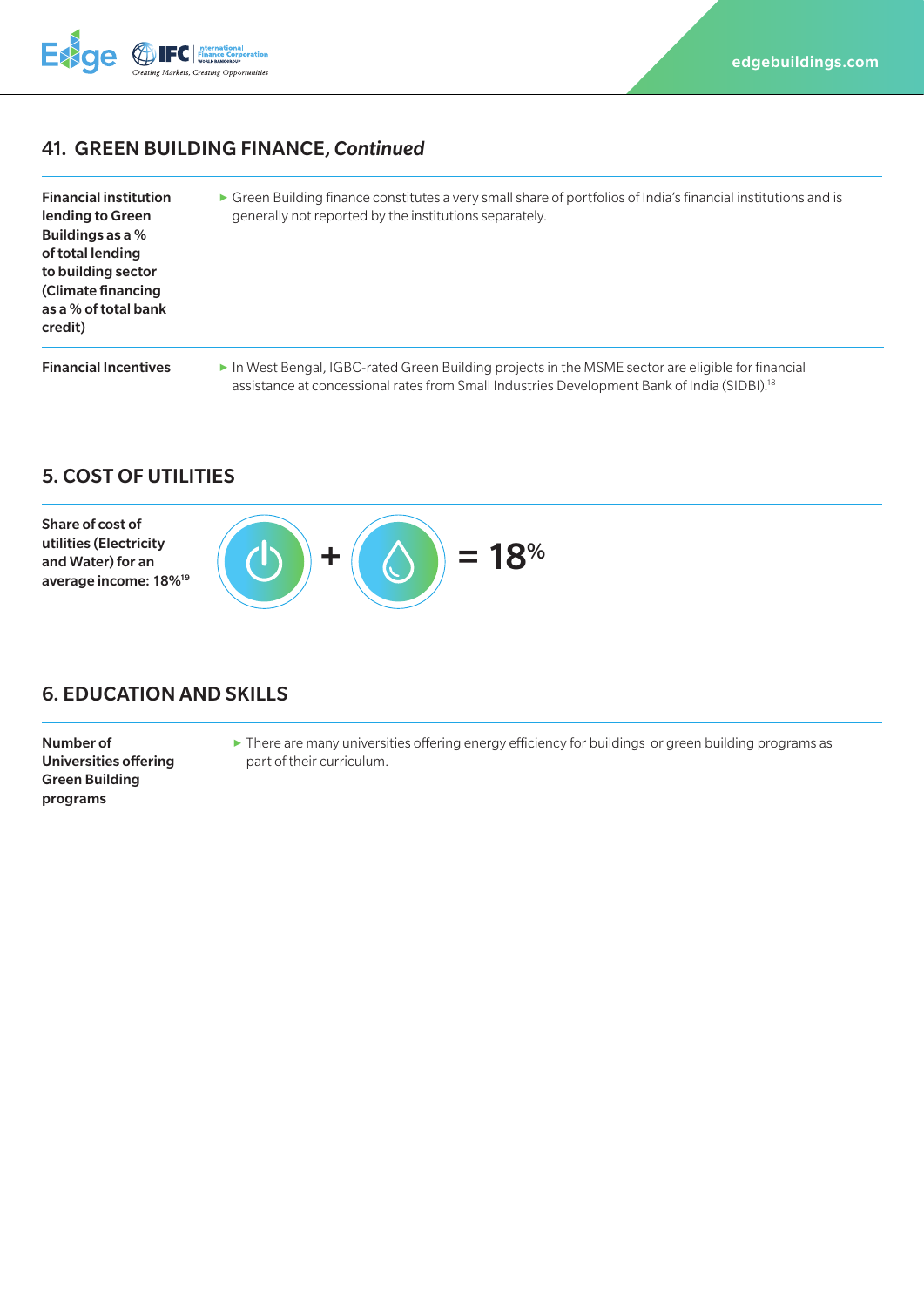## 41. GREEN BUILDING FINANCE, *Continued*

| | |
|---|---|
| **Financial institution lending to Green Buildings as a % of total lending to building sector (Climate financing as a % of total bank credit)** | ▸ Green Building finance constitutes a very small share of portfolios of India's financial institutions and is generally not reported by the institutions separately. |
| **Financial Incentives** | ▸ In West Bengal, IGBC-rated Green Building projects in the MSME sector are eligible for financial assistance at concessional rates from Small Industries Development Bank of India (SIDBI).[18] |

## 5. COST OF UTILITIES

**Share of cost of utilities (Electricity and Water) for an average income: 18%[19]**

+ = 18%

## 6. EDUCATION AND SKILLS

| | |
|---|---|
| **Number of Universities offering Green Building programs** | ▸ There are many universities offering energy efficiency for buildings or green building programs as part of their curriculum. |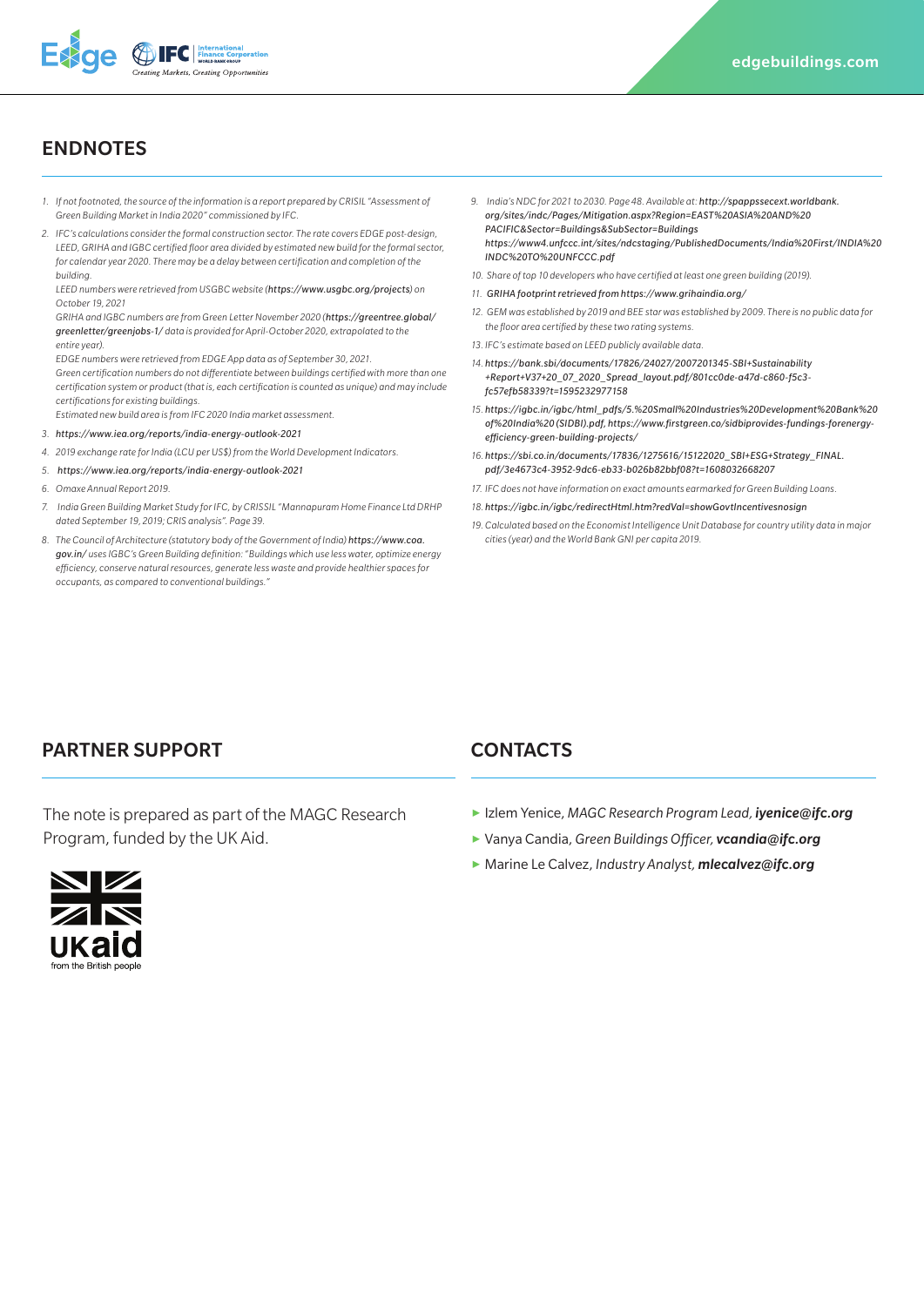## ENDNOTES

1. *If not footnoted, the source of the information is a report prepared by CRISIL "Assessment of Green Building Market in India 2020" commissioned by IFC.*
2. *IFC's calculations consider the formal construction sector. The rate covers EDGE post-design, LEED, GRIHA and IGBC certified floor area divided by estimated new build for the formal sector, for calendar year 2020. There may be a delay between certification and completion of the building.*
   *LEED numbers were retrieved from USGBC website (**https://www.usgbc.org/projects**) on October 19, 2021*
   *GRIHA and IGBC numbers are from Green Letter November 2020 (**https://greentree.global/greenletter/greenjobs-1/** data is provided for April-October 2020, extrapolated to the entire year).*
   *EDGE numbers were retrieved from EDGE App data as of September 30, 2021.*
   *Green certification numbers do not differentiate between buildings certified with more than one certification system or product (that is, each certification is counted as unique) and may include certifications for existing buildings.*
   *Estimated new build area is from IFC 2020 India market assessment.*
3. ***https://www.iea.org/reports/india-energy-outlook-2021***
4. *2019 exchange rate for India (LCU per US$) from the World Development Indicators.*
5. ***https://www.iea.org/reports/india-energy-outlook-2021***
6. *Omaxe Annual Report 2019.*
7. *India Green Building Market Study for IFC, by CRISSIL "Mannapuram Home Finance Ltd DRHP dated September 19, 2019; CRIS analysis". Page 39.*
8. *The Council of Architecture (statutory body of the Government of India) **https://www.coa.gov.in/** uses IGBC's Green Building definition: "Buildings which use less water, optimize energy efficiency, conserve natural resources, generate less waste and provide healthier spaces for occupants, as compared to conventional buildings."*
9. *India's NDC for 2021 to 2030. Page 48. Available at: **http://spappssecext.worldbank.org/sites/indc/Pages/Mitigation.aspx?Region=EAST%20ASIA%20AND%20PACIFIC&Sector=Buildings&SubSector=Buildings** **https://www4.unfccc.int/sites/ndcstaging/PublishedDocuments/India%20First/INDIA%20INDC%20TO%20UNFCCC.pdf***
10. *Share of top 10 developers who have certified at least one green building (2019).*
11. *GRIHA footprint retrieved from **https://www.grihaindia.org/***
12. *GEM was established by 2019 and BEE star was established by 2009. There is no public data for the floor area certified by these two rating systems.*
13. *IFC's estimate based on LEED publicly available data.*
14. ***https://bank.sbi/documents/17826/24027/2007201345-SBI+Sustainability+Report+V37+20_07_2020_Spread_layout.pdf/801cc0de-a47d-c860-f5c3-fc57efb58339?t=1595232977158***
15. ***https://igbc.in/igbc/html_pdfs/5.%20Small%20Industries%20Development%20Bank%20of%20India%20(SIDBI).pdf, https://www.firstgreen.co/sidbiprovides-fundings-forenergy-efficiency-green-building-projects/***
16. ***https://sbi.co.in/documents/17836/1275616/15122020_SBI+ESG+Strategy_FINAL.pdf/3e4673c4-3952-9dc6-eb33-b026b82bbf08?t=1608032668207***
17. *IFC does not have information on exact amounts earmarked for Green Building Loans.*
18. ***https://igbc.in/igbc/redirectHtml.htm?redVal=showGovtIncentivesnosign***
19. *Calculated based on the Economist Intelligence Unit Database for country utility data in major cities (year) and the World Bank GNI per capita 2019.*

## PARTNER SUPPORT

The note is prepared as part of the MAGC Research Program, funded by the UK Aid.

UKaid
from the British people

## CONTACTS

- Izlem Yenice, *MAGC Research Program Lead, **iyenice@ifc.org***
- Vanya Candia, *Green Buildings Officer, **vcandia@ifc.org***
- Marine Le Calvez, *Industry Analyst, **mlecalvez@ifc.org***